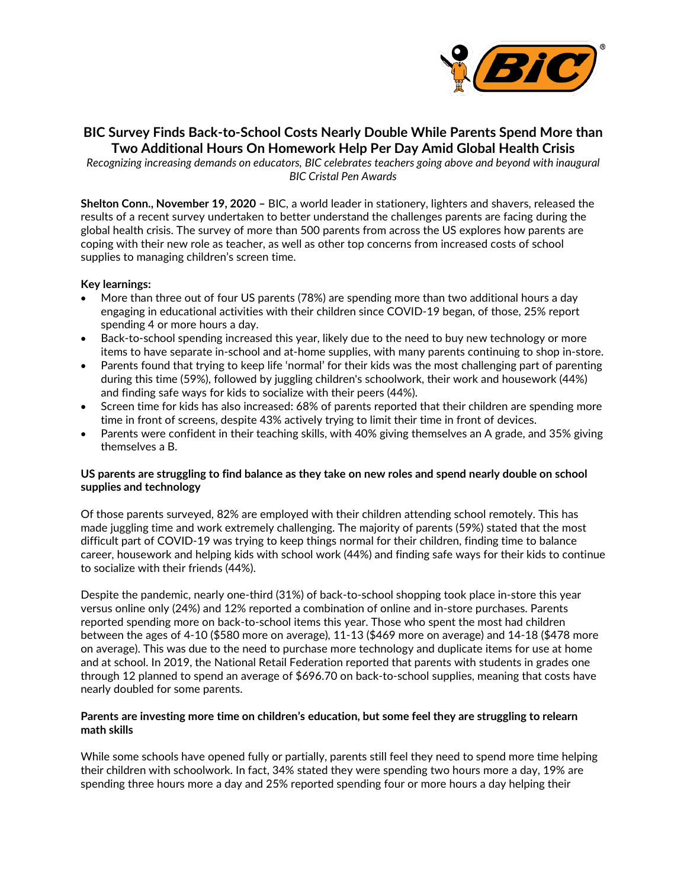# BIC Survey Finds Back-to-School Costs Nearly Double While Parents Spend More than Two Additional Hours On Homework Help Per Day Amid Global Health Crisis

*Recognizing increasing demands on educators, BIC celebrates teachers going above and beyond with inaugural BIC Cristal Pen Awards*

**Shelton Conn., November 19, 2020 –** BIC, a world leader in stationery, lighters and shavers, released the results of a recent survey undertaken to better understand the challenges parents are facing during the global health crisis. The survey of more than 500 parents from across the US explores how parents are coping with their new role as teacher, as well as other top concerns from increased costs of school supplies to managing children's screen time.

**Key learnings:**

- More than three out of four US parents (78%) are spending more than two additional hours a day engaging in educational activities with their children since COVID-19 began, of those, 25% report spending 4 or more hours a day.
- Back-to-school spending increased this year, likely due to the need to buy new technology or more items to have separate in-school and at-home supplies, with many parents continuing to shop in-store.
- Parents found that trying to keep life 'normal' for their kids was the most challenging part of parenting during this time (59%), followed by juggling children's schoolwork, their work and housework (44%) and finding safe ways for kids to socialize with their peers (44%).
- Screen time for kids has also increased: 68% of parents reported that their children are spending more time in front of screens, despite 43% actively trying to limit their time in front of devices.
- Parents were confident in their teaching skills, with 40% giving themselves an A grade, and 35% giving themselves a B.

**US parents are struggling to find balance as they take on new roles and spend nearly double on school supplies and technology**

Of those parents surveyed, 82% are employed with their children attending school remotely. This has made juggling time and work extremely challenging. The majority of parents (59%) stated that the most difficult part of COVID-19 was trying to keep things normal for their children, finding time to balance career, housework and helping kids with school work (44%) and finding safe ways for their kids to continue to socialize with their friends (44%).

Despite the pandemic, nearly one-third (31%) of back-to-school shopping took place in-store this year versus online only (24%) and 12% reported a combination of online and in-store purchases. Parents reported spending more on back-to-school items this year. Those who spent the most had children between the ages of 4-10 ($580 more on average), 11-13 ($469 more on average) and 14-18 ($478 more on average). This was due to the need to purchase more technology and duplicate items for use at home and at school. In 2019, the National Retail Federation reported that parents with students in grades one through 12 planned to spend an average of $696.70 on back-to-school supplies, meaning that costs have nearly doubled for some parents.

**Parents are investing more time on children's education, but some feel they are struggling to relearn math skills**

While some schools have opened fully or partially, parents still feel they need to spend more time helping their children with schoolwork. In fact, 34% stated they were spending two hours more a day, 19% are spending three hours more a day and 25% reported spending four or more hours a day helping their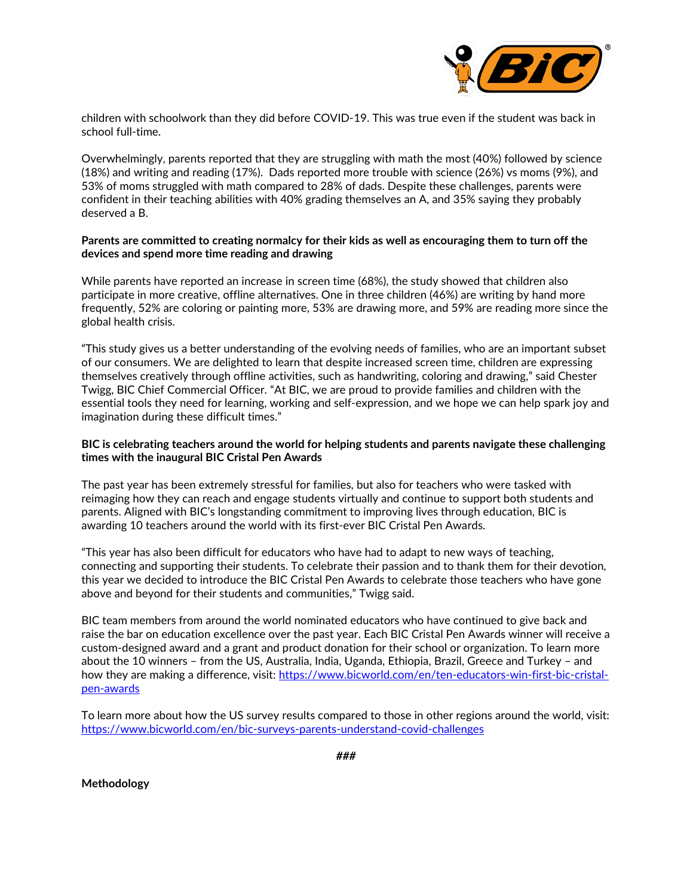children with schoolwork than they did before COVID-19. This was true even if the student was back in school full-time.

Overwhelmingly, parents reported that they are struggling with math the most (40%) followed by science (18%) and writing and reading (17%). Dads reported more trouble with science (26%) vs moms (9%), and 53% of moms struggled with math compared to 28% of dads. Despite these challenges, parents were confident in their teaching abilities with 40% grading themselves an A, and 35% saying they probably deserved a B.

**Parents are committed to creating normalcy for their kids as well as encouraging them to turn off the devices and spend more time reading and drawing**

While parents have reported an increase in screen time (68%), the study showed that children also participate in more creative, offline alternatives. One in three children (46%) are writing by hand more frequently, 52% are coloring or painting more, 53% are drawing more, and 59% are reading more since the global health crisis.

"This study gives us a better understanding of the evolving needs of families, who are an important subset of our consumers. We are delighted to learn that despite increased screen time, children are expressing themselves creatively through offline activities, such as handwriting, coloring and drawing," said Chester Twigg, BIC Chief Commercial Officer. "At BIC, we are proud to provide families and children with the essential tools they need for learning, working and self-expression, and we hope we can help spark joy and imagination during these difficult times."

**BIC is celebrating teachers around the world for helping students and parents navigate these challenging times with the inaugural BIC Cristal Pen Awards**

The past year has been extremely stressful for families, but also for teachers who were tasked with reimaging how they can reach and engage students virtually and continue to support both students and parents. Aligned with BIC's longstanding commitment to improving lives through education, BIC is awarding 10 teachers around the world with its first-ever BIC Cristal Pen Awards.

"This year has also been difficult for educators who have had to adapt to new ways of teaching, connecting and supporting their students. To celebrate their passion and to thank them for their devotion, this year we decided to introduce the BIC Cristal Pen Awards to celebrate those teachers who have gone above and beyond for their students and communities," Twigg said.

BIC team members from around the world nominated educators who have continued to give back and raise the bar on education excellence over the past year. Each BIC Cristal Pen Awards winner will receive a custom-designed award and a grant and product donation for their school or organization. To learn more about the 10 winners – from the US, Australia, India, Uganda, Ethiopia, Brazil, Greece and Turkey – and how they are making a difference, visit: https://www.bicworld.com/en/ten-educators-win-first-bic-cristal-pen-awards

To learn more about how the US survey results compared to those in other regions around the world, visit: https://www.bicworld.com/en/bic-surveys-parents-understand-covid-challenges

***###***

**Methodology**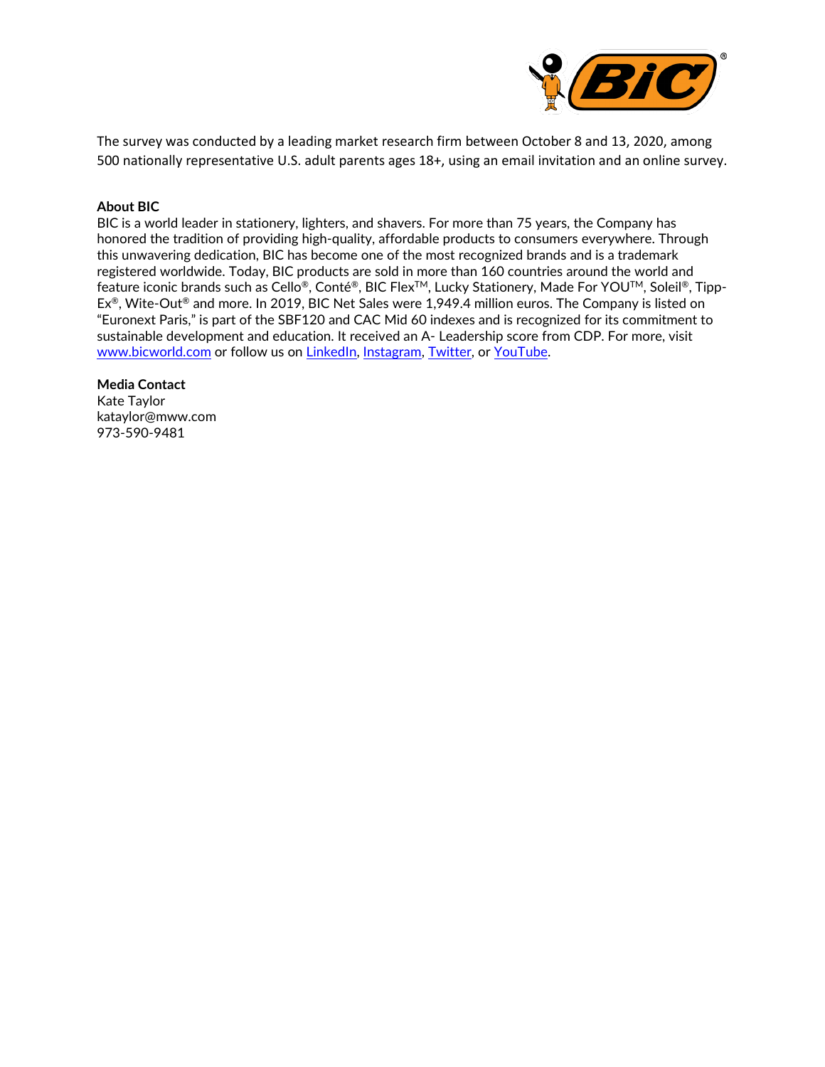The survey was conducted by a leading market research firm between October 8 and 13, 2020, among 500 nationally representative U.S. adult parents ages 18+, using an email invitation and an online survey.

**About BIC**

BIC is a world leader in stationery, lighters, and shavers. For more than 75 years, the Company has honored the tradition of providing high-quality, affordable products to consumers everywhere. Through this unwavering dedication, BIC has become one of the most recognized brands and is a trademark registered worldwide. Today, BIC products are sold in more than 160 countries around the world and feature iconic brands such as Cello®, Conté®, BIC Flex™, Lucky Stationery, Made For YOU™, Soleil®, Tipp-Ex®, Wite-Out® and more. In 2019, BIC Net Sales were 1,949.4 million euros. The Company is listed on "Euronext Paris," is part of the SBF120 and CAC Mid 60 indexes and is recognized for its commitment to sustainable development and education. It received an A- Leadership score from CDP. For more, visit www.bicworld.com or follow us on LinkedIn, Instagram, Twitter, or YouTube.

**Media Contact**

Kate Taylor
kataylor@mww.com
973-590-9481